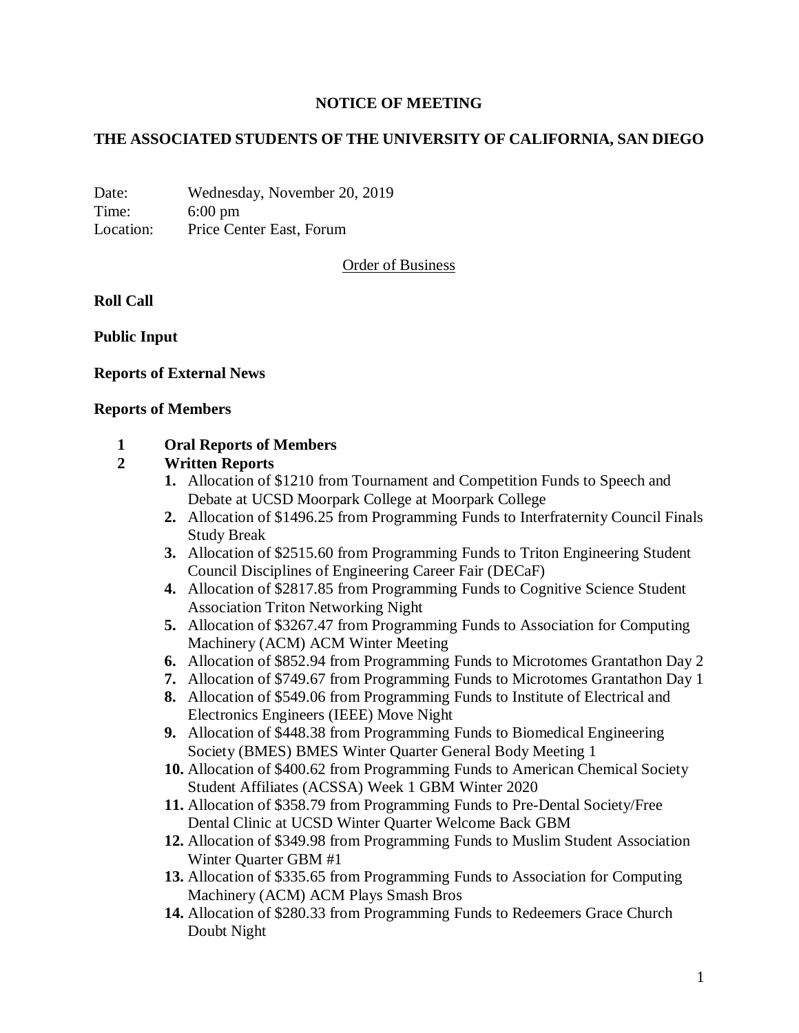# NOTICE OF MEETING

# THE ASSOCIATED STUDENTS OF THE UNIVERSITY OF CALIFORNIA, SAN DIEGO

Date: Wednesday, November 20, 2019
Time: 6:00 pm
Location: Price Center East, Forum

Order of Business

**Roll Call**

**Public Input**

**Reports of External News**

**Reports of Members**

**1 Oral Reports of Members**

**2 Written Reports**

1. Allocation of $1210 from Tournament and Competition Funds to Speech and Debate at UCSD Moorpark College at Moorpark College
2. Allocation of $1496.25 from Programming Funds to Interfraternity Council Finals Study Break
3. Allocation of $2515.60 from Programming Funds to Triton Engineering Student Council Disciplines of Engineering Career Fair (DECaF)
4. Allocation of $2817.85 from Programming Funds to Cognitive Science Student Association Triton Networking Night
5. Allocation of $3267.47 from Programming Funds to Association for Computing Machinery (ACM) ACM Winter Meeting
6. Allocation of $852.94 from Programming Funds to Microtomes Grantathon Day 2
7. Allocation of $749.67 from Programming Funds to Microtomes Grantathon Day 1
8. Allocation of $549.06 from Programming Funds to Institute of Electrical and Electronics Engineers (IEEE) Move Night
9. Allocation of $448.38 from Programming Funds to Biomedical Engineering Society (BMES) BMES Winter Quarter General Body Meeting 1
10. Allocation of $400.62 from Programming Funds to American Chemical Society Student Affiliates (ACSSA) Week 1 GBM Winter 2020
11. Allocation of $358.79 from Programming Funds to Pre-Dental Society/Free Dental Clinic at UCSD Winter Quarter Welcome Back GBM
12. Allocation of $349.98 from Programming Funds to Muslim Student Association Winter Quarter GBM #1
13. Allocation of $335.65 from Programming Funds to Association for Computing Machinery (ACM) ACM Plays Smash Bros
14. Allocation of $280.33 from Programming Funds to Redeemers Grace Church Doubt Night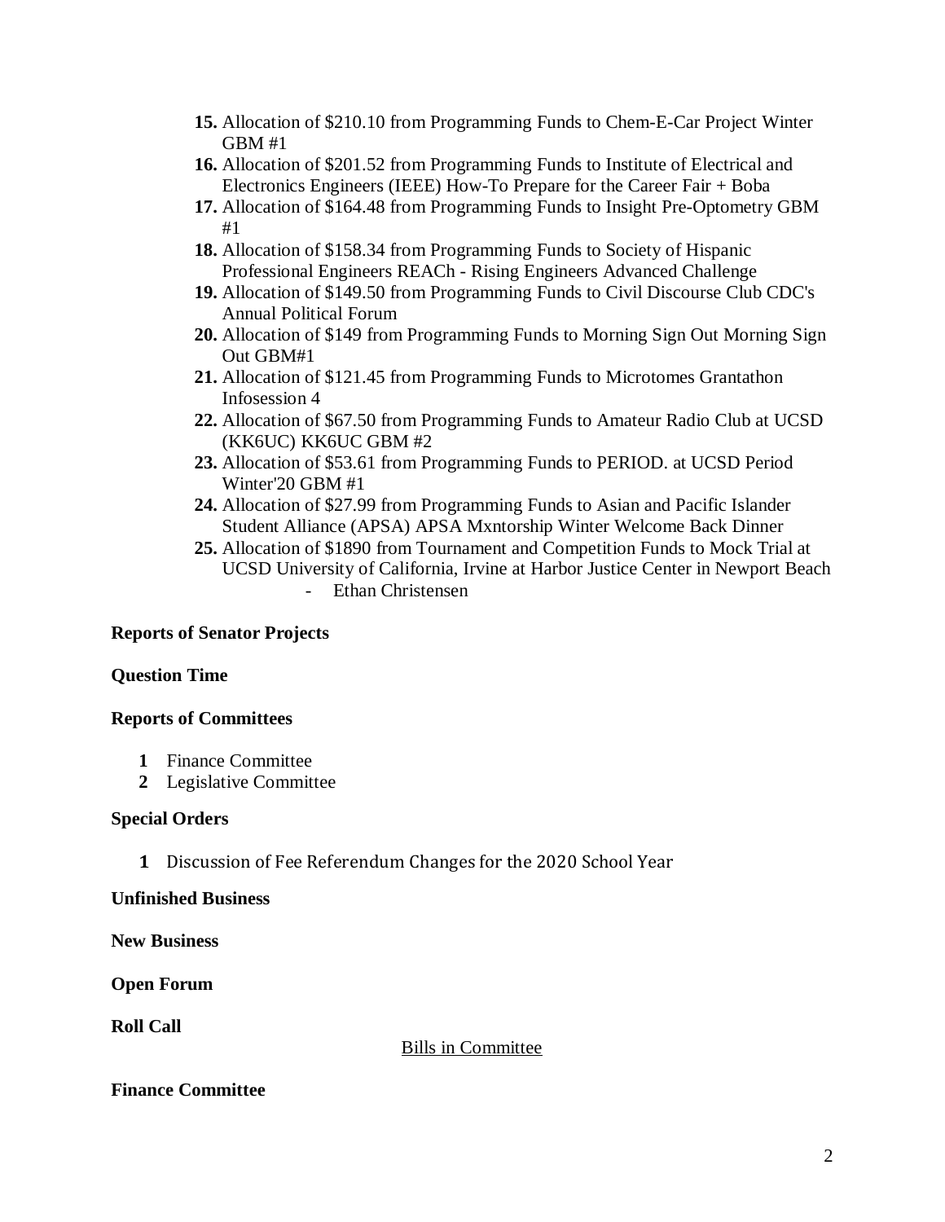**15.** Allocation of $210.10 from Programming Funds to Chem-E-Car Project Winter GBM #1

**16.** Allocation of $201.52 from Programming Funds to Institute of Electrical and Electronics Engineers (IEEE) How-To Prepare for the Career Fair + Boba

**17.** Allocation of $164.48 from Programming Funds to Insight Pre-Optometry GBM #1

**18.** Allocation of $158.34 from Programming Funds to Society of Hispanic Professional Engineers REACh - Rising Engineers Advanced Challenge

**19.** Allocation of $149.50 from Programming Funds to Civil Discourse Club CDC's Annual Political Forum

**20.** Allocation of $149 from Programming Funds to Morning Sign Out Morning Sign Out GBM#1

**21.** Allocation of $121.45 from Programming Funds to Microtomes Grantathon Infosession 4

**22.** Allocation of $67.50 from Programming Funds to Amateur Radio Club at UCSD (KK6UC) KK6UC GBM #2

**23.** Allocation of $53.61 from Programming Funds to PERIOD. at UCSD Period Winter'20 GBM #1

**24.** Allocation of $27.99 from Programming Funds to Asian and Pacific Islander Student Alliance (APSA) APSA Mxntorship Winter Welcome Back Dinner

**25.** Allocation of $1890 from Tournament and Competition Funds to Mock Trial at UCSD University of California, Irvine at Harbor Justice Center in Newport Beach

- Ethan Christensen

**Reports of Senator Projects**

**Question Time**

**Reports of Committees**

1. Finance Committee
2. Legislative Committee

**Special Orders**

1. Discussion of Fee Referendum Changes for the 2020 School Year

**Unfinished Business**

**New Business**

**Open Forum**

**Roll Call**

<u>Bills in Committee</u>

**Finance Committee**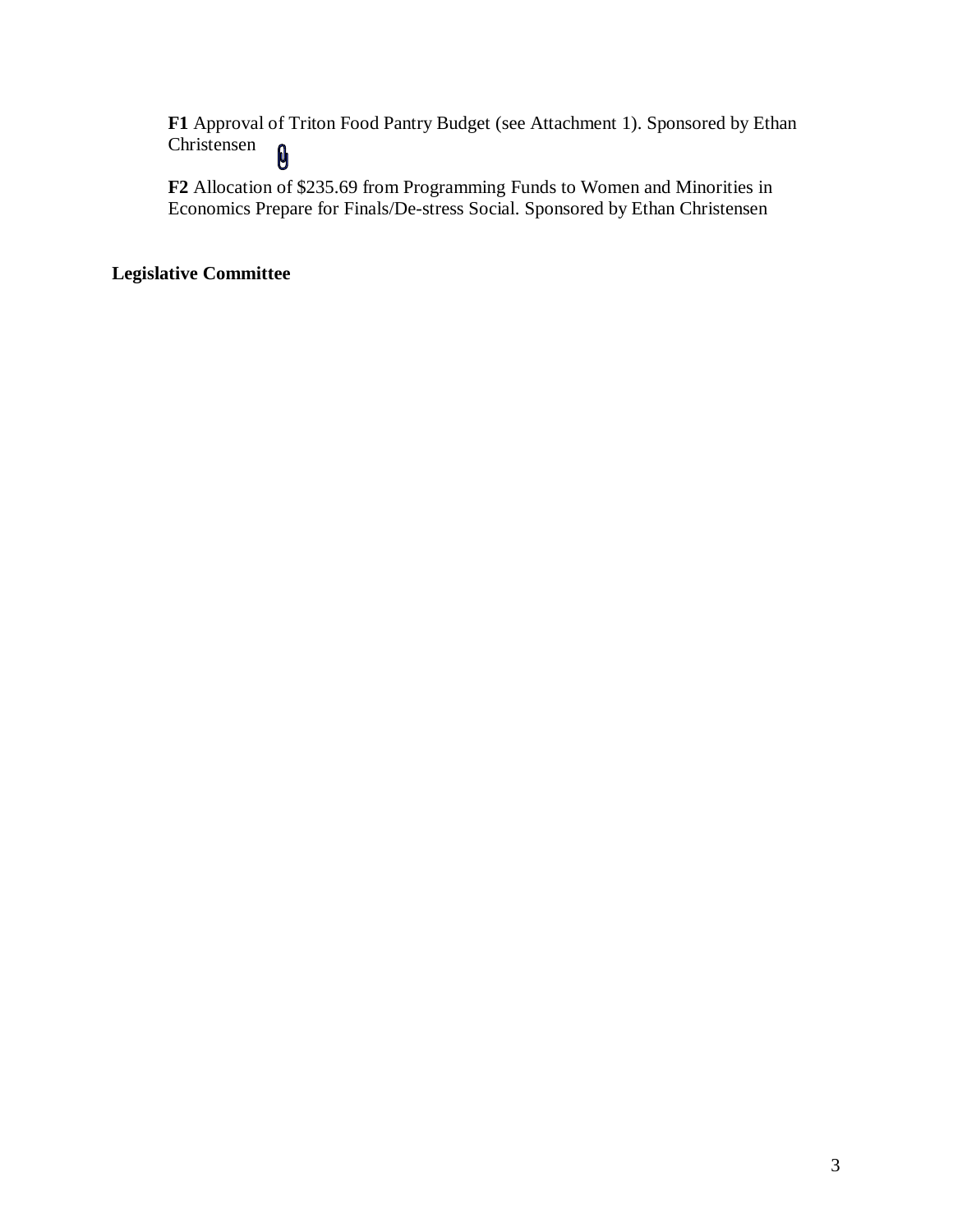**F1** Approval of Triton Food Pantry Budget (see Attachment 1). Sponsored by Ethan Christensen

**F2** Allocation of $235.69 from Programming Funds to Women and Minorities in Economics Prepare for Finals/De-stress Social. Sponsored by Ethan Christensen

**Legislative Committee**